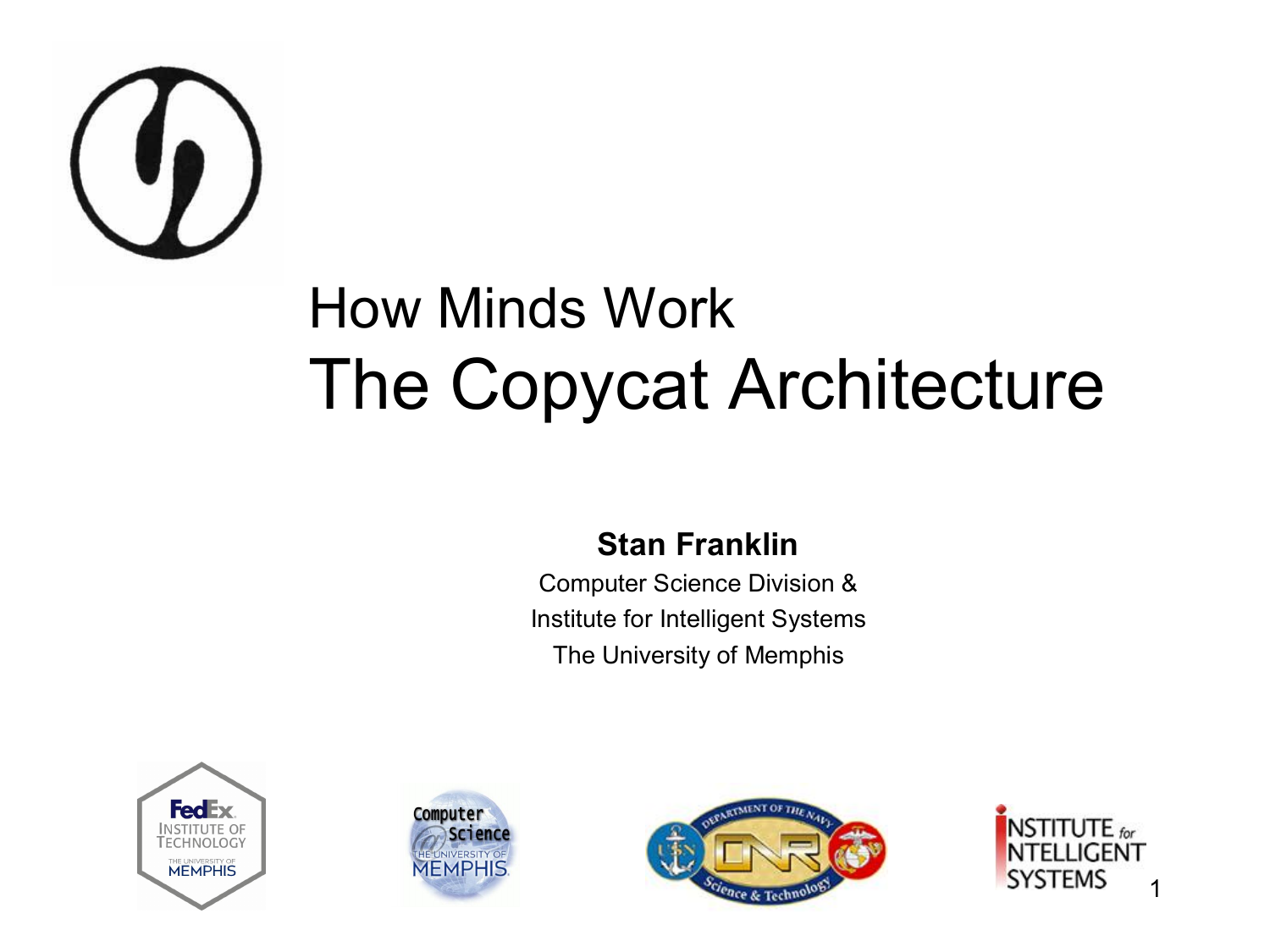# How Minds Work

# The Copycat Architecture

**Stan Franklin**

Computer Science Division &

Institute for Intelligent Systems

The University of Memphis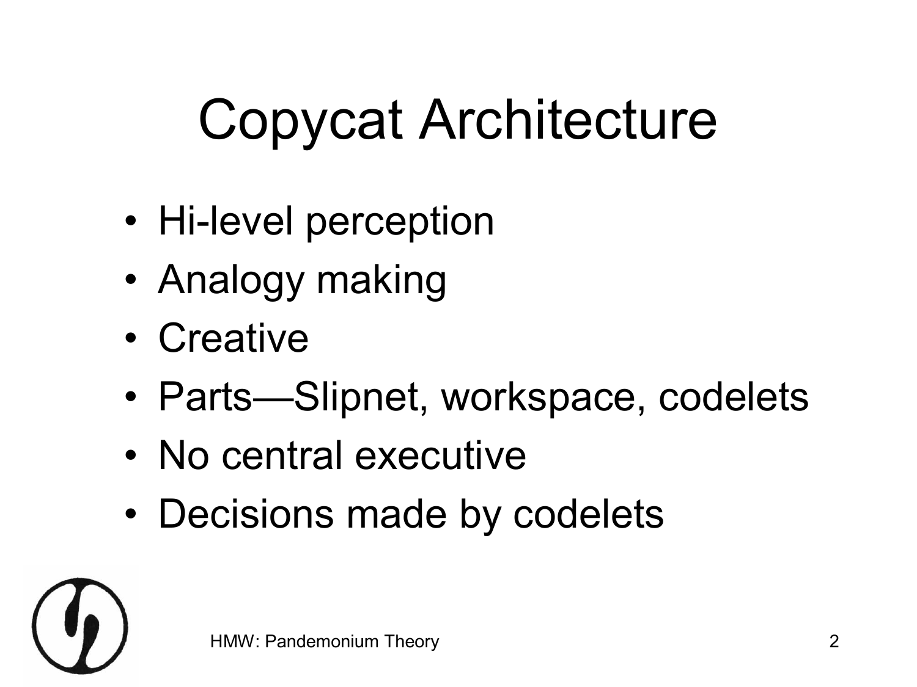# Copycat Architecture

- Hi-level perception
- Analogy making
- Creative
- Parts—Slipnet, workspace, codelets
- No central executive
- Decisions made by codelets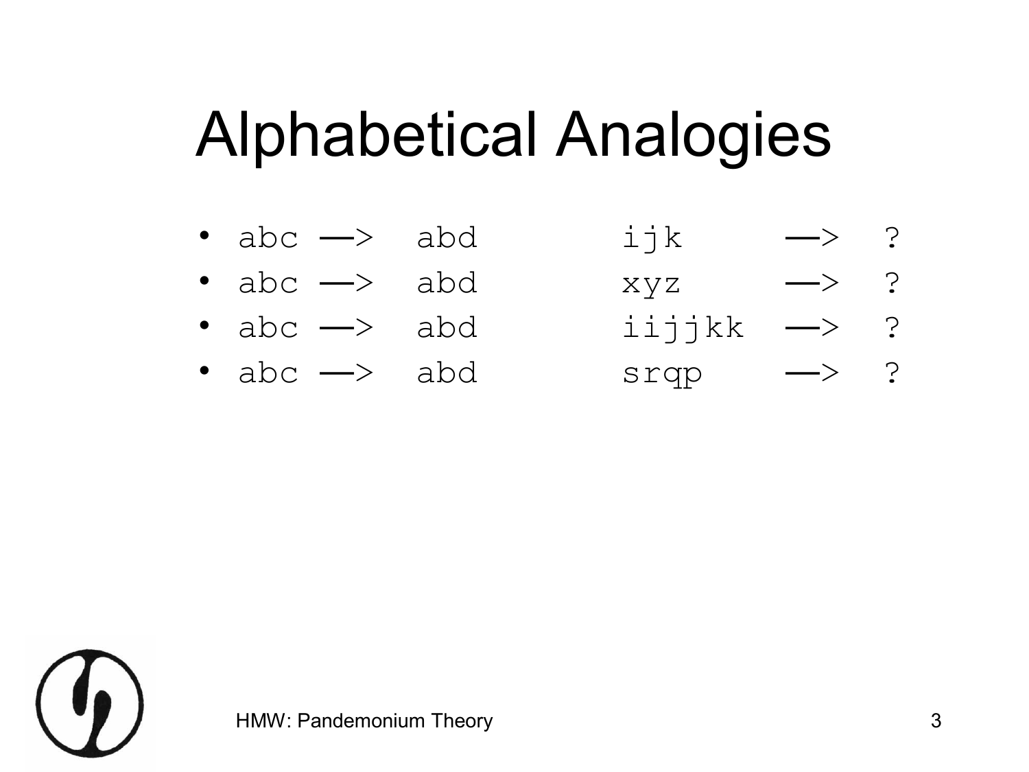# Alphabetical Analogies

- abc —> abd    ijk    —> ?
- abc —> abd    xyz    —> ?
- abc —> abd    iijjkk —> ?
- abc —> abd    srqp   —> ?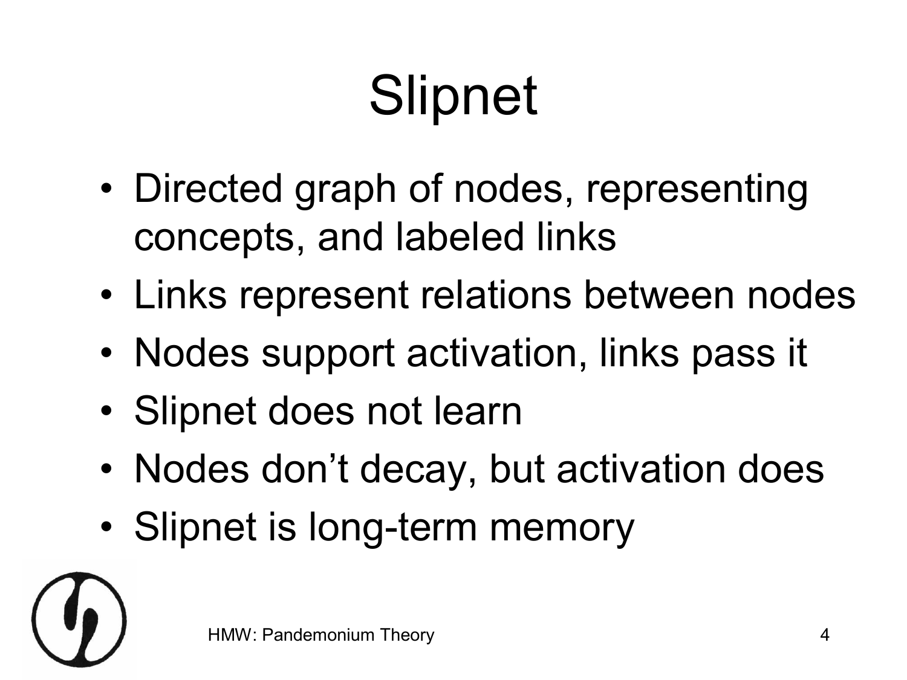# Slipnet

- Directed graph of nodes, representing concepts, and labeled links
- Links represent relations between nodes
- Nodes support activation, links pass it
- Slipnet does not learn
- Nodes don't decay, but activation does
- Slipnet is long-term memory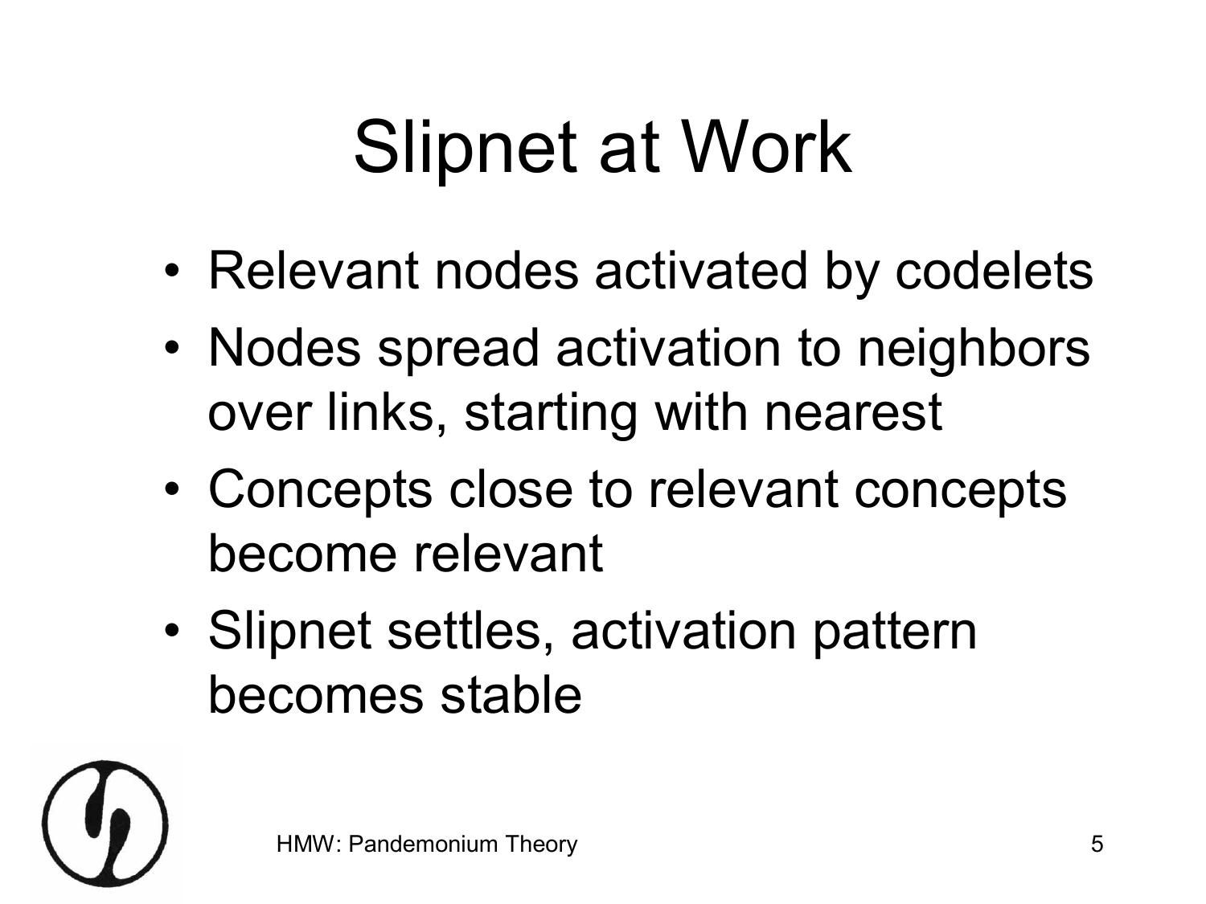# Slipnet at Work

- Relevant nodes activated by codelets
- Nodes spread activation to neighbors over links, starting with nearest
- Concepts close to relevant concepts become relevant
- Slipnet settles, activation pattern becomes stable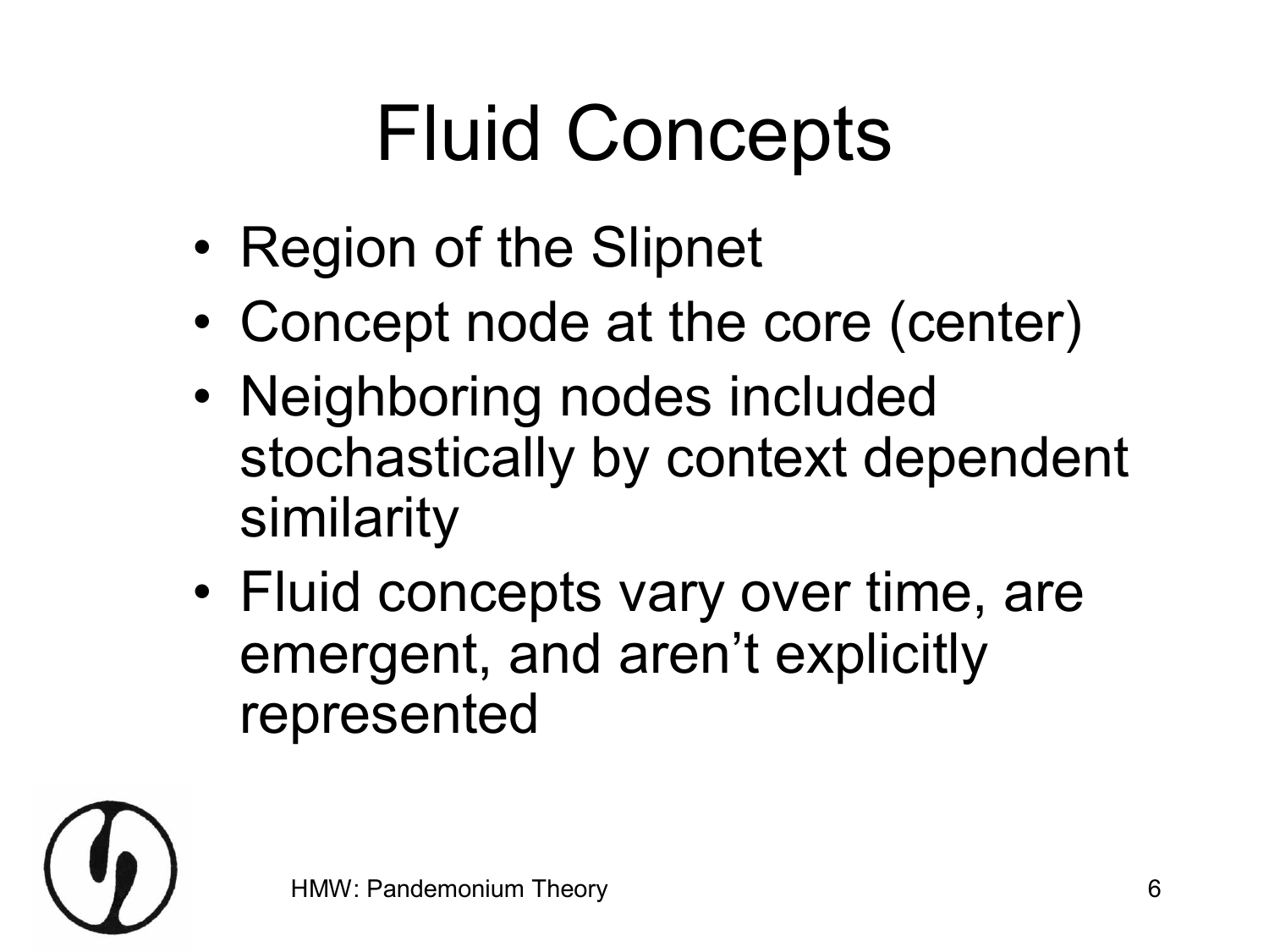# Fluid Concepts

- Region of the Slipnet
- Concept node at the core (center)
- Neighboring nodes included stochastically by context dependent similarity
- Fluid concepts vary over time, are emergent, and aren't explicitly represented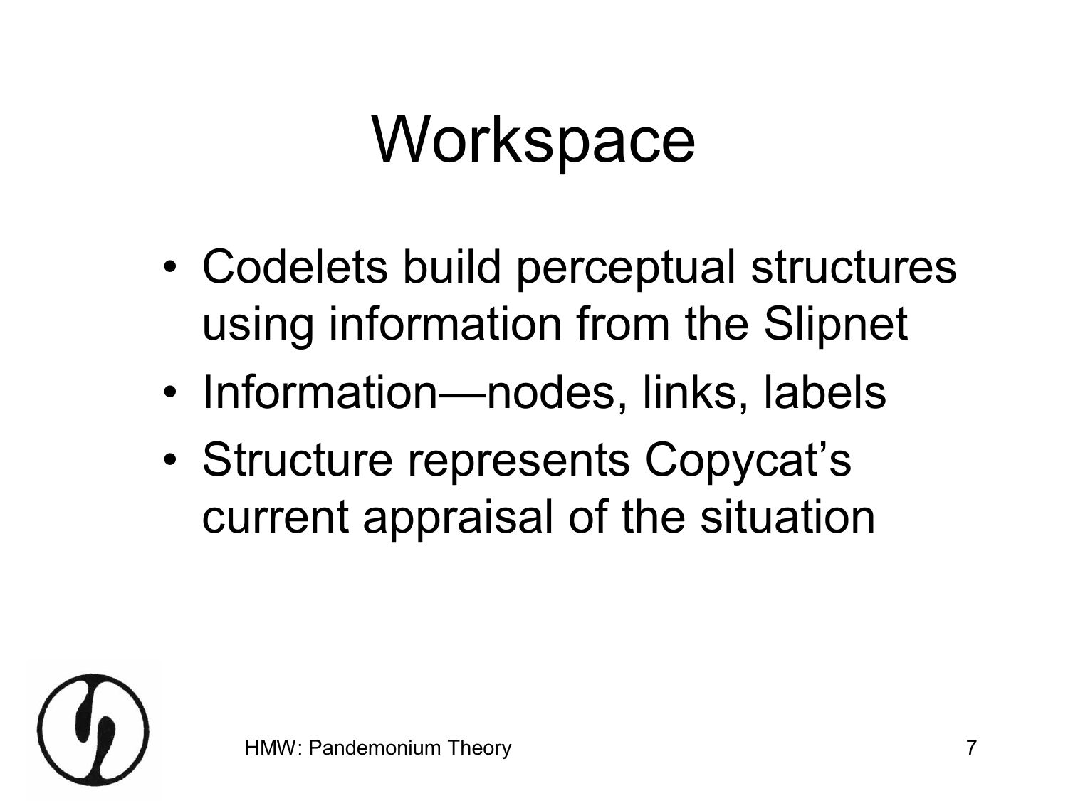# Workspace

- Codelets build perceptual structures using information from the Slipnet
- Information—nodes, links, labels
- Structure represents Copycat's current appraisal of the situation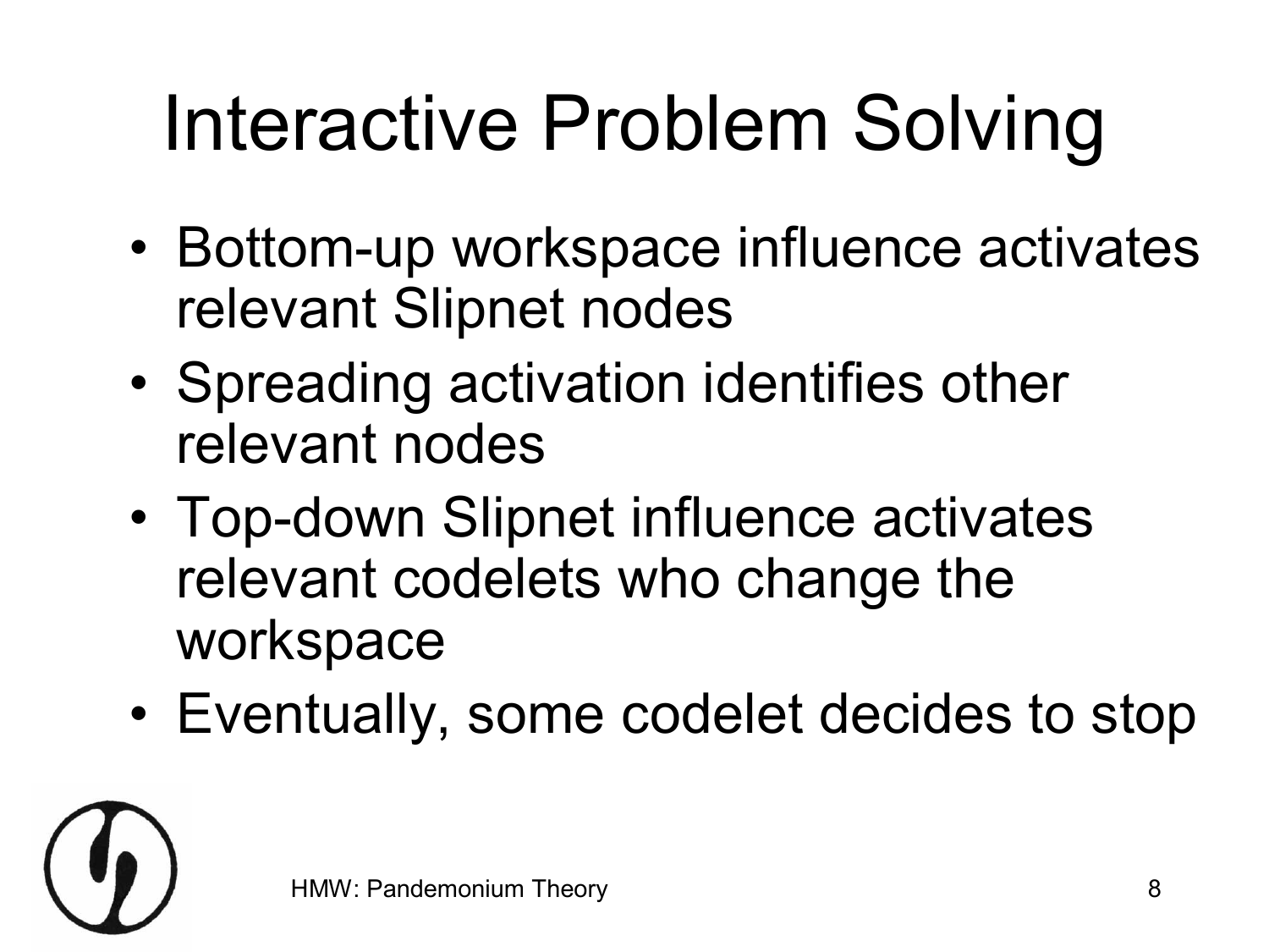# Interactive Problem Solving

- Bottom-up workspace influence activates relevant Slipnet nodes
- Spreading activation identifies other relevant nodes
- Top-down Slipnet influence activates relevant codelets who change the workspace
- Eventually, some codelet decides to stop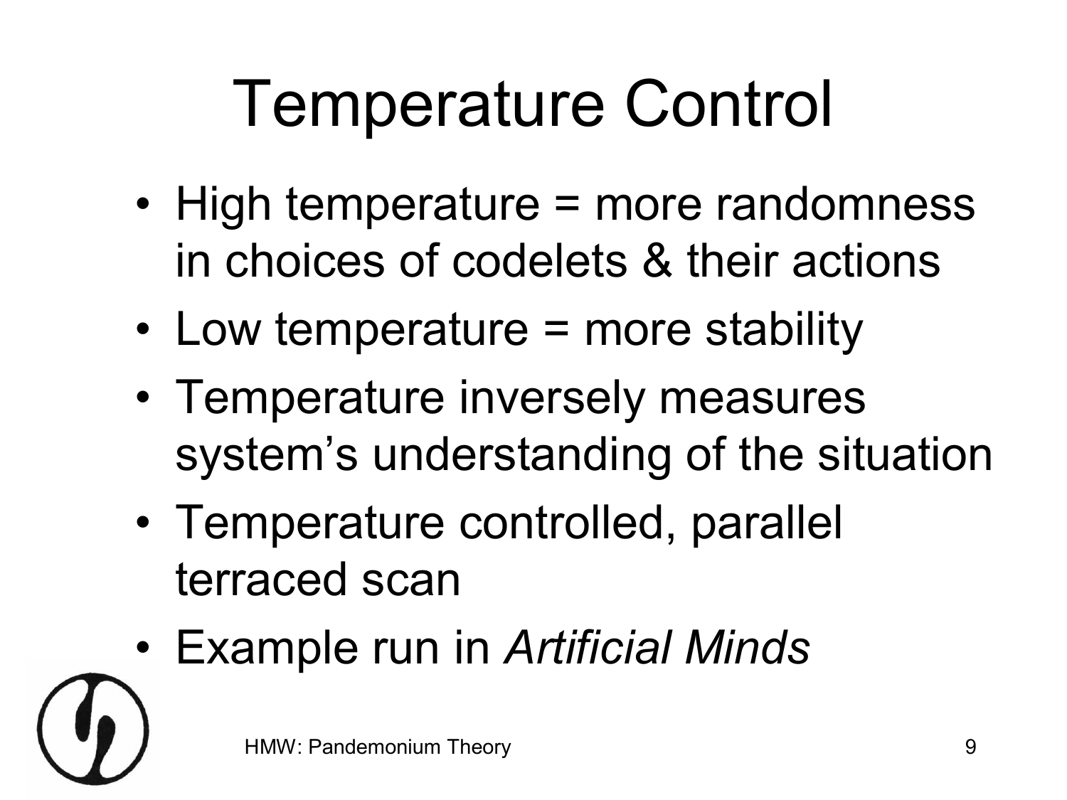# Temperature Control

- High temperature = more randomness in choices of codelets & their actions
- Low temperature = more stability
- Temperature inversely measures system's understanding of the situation
- Temperature controlled, parallel terraced scan
- Example run in *Artificial Minds*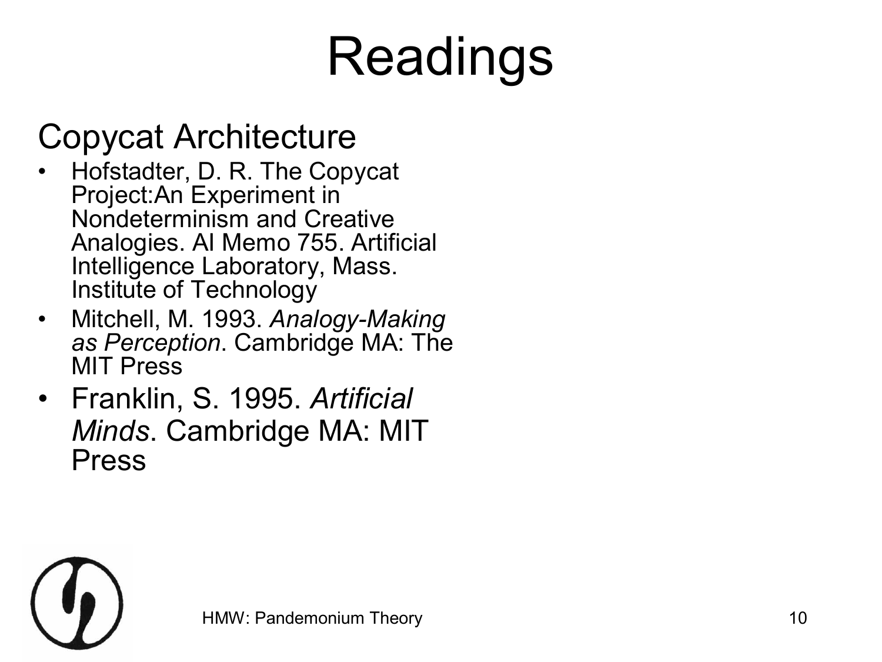# Readings

## Copycat Architecture

- Hofstadter, D. R. The Copycat Project:An Experiment in Nondeterminism and Creative Analogies. AI Memo 755. Artificial Intelligence Laboratory, Mass. Institute of Technology
- Mitchell, M. 1993. *Analogy-Making as Perception*. Cambridge MA: The MIT Press
- Franklin, S. 1995. *Artificial Minds*. Cambridge MA: MIT Press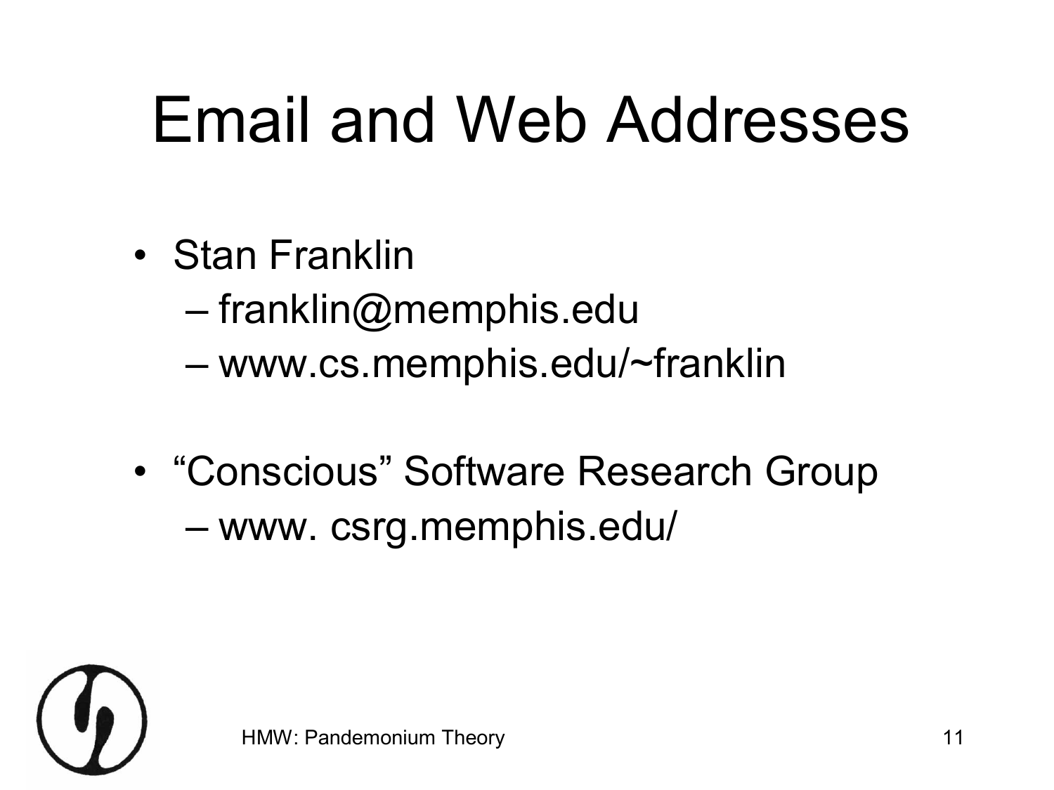# Email and Web Addresses

- Stan Franklin
  - franklin@memphis.edu
  - www.cs.memphis.edu/~franklin
- "Conscious" Software Research Group
  - www. csrg.memphis.edu/